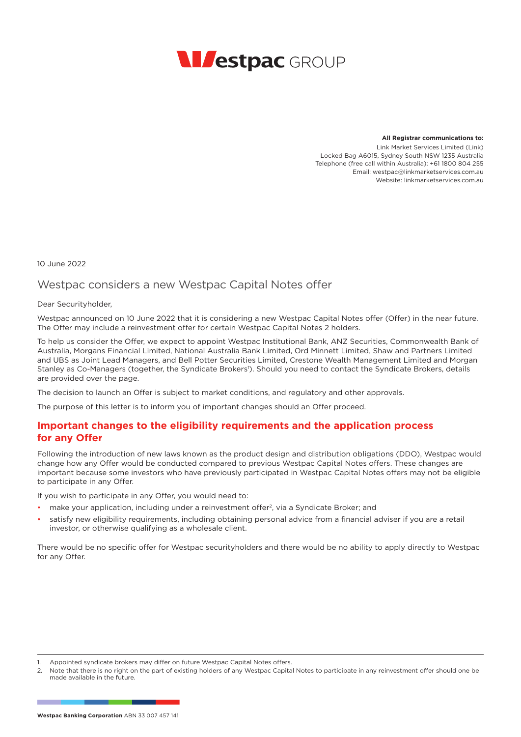**All Registrar communications to:**
Link Market Services Limited (Link)
Locked Bag A6015, Sydney South NSW 1235 Australia
Telephone (free call within Australia): +61 1800 804 255
Email: westpac@linkmarketservices.com.au
Website: linkmarketservices.com.au

10 June 2022

# Westpac considers a new Westpac Capital Notes offer

Dear Securityholder,

Westpac announced on 10 June 2022 that it is considering a new Westpac Capital Notes offer (Offer) in the near future. The Offer may include a reinvestment offer for certain Westpac Capital Notes 2 holders.

To help us consider the Offer, we expect to appoint Westpac Institutional Bank, ANZ Securities, Commonwealth Bank of Australia, Morgans Financial Limited, National Australia Bank Limited, Ord Minnett Limited, Shaw and Partners Limited and UBS as Joint Lead Managers, and Bell Potter Securities Limited, Crestone Wealth Management Limited and Morgan Stanley as Co-Managers (together, the Syndicate Brokers[1]). Should you need to contact the Syndicate Brokers, details are provided over the page.

The decision to launch an Offer is subject to market conditions, and regulatory and other approvals.

The purpose of this letter is to inform you of important changes should an Offer proceed.

## Important changes to the eligibility requirements and the application process for any Offer

Following the introduction of new laws known as the product design and distribution obligations (DDO), Westpac would change how any Offer would be conducted compared to previous Westpac Capital Notes offers. These changes are important because some investors who have previously participated in Westpac Capital Notes offers may not be eligible to participate in any Offer.

If you wish to participate in any Offer, you would need to:

- make your application, including under a reinvestment offer[2], via a Syndicate Broker; and
- satisfy new eligibility requirements, including obtaining personal advice from a financial adviser if you are a retail investor, or otherwise qualifying as a wholesale client.

There would be no specific offer for Westpac securityholders and there would be no ability to apply directly to Westpac for any Offer.

1. Appointed syndicate brokers may differ on future Westpac Capital Notes offers.
2. Note that there is no right on the part of existing holders of any Westpac Capital Notes to participate in any reinvestment offer should one be made available in the future.

**Westpac Banking Corporation** ABN 33 007 457 141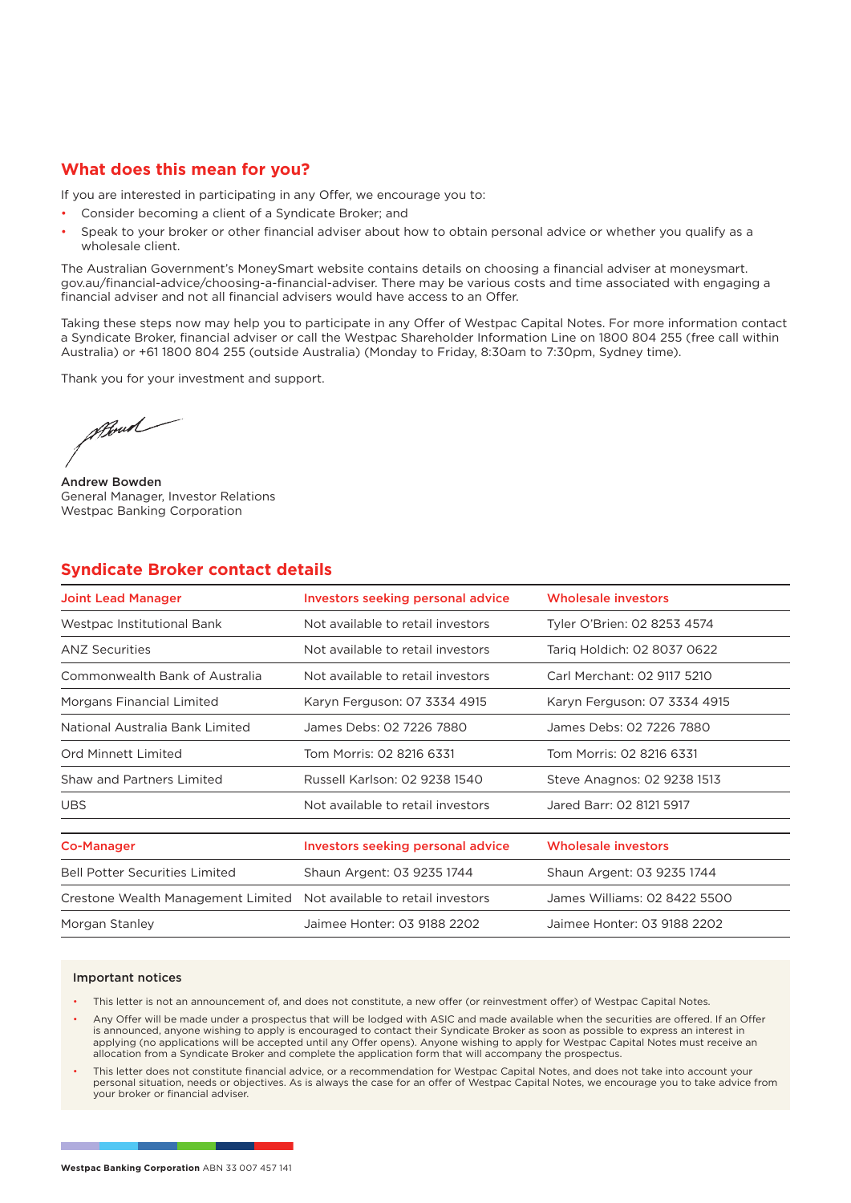## What does this mean for you?

If you are interested in participating in any Offer, we encourage you to:

- Consider becoming a client of a Syndicate Broker; and
- Speak to your broker or other financial adviser about how to obtain personal advice or whether you qualify as a wholesale client.

The Australian Government's MoneySmart website contains details on choosing a financial adviser at moneysmart.gov.au/financial-advice/choosing-a-financial-adviser. There may be various costs and time associated with engaging a financial adviser and not all financial advisers would have access to an Offer.

Taking these steps now may help you to participate in any Offer of Westpac Capital Notes. For more information contact a Syndicate Broker, financial adviser or call the Westpac Shareholder Information Line on 1800 804 255 (free call within Australia) or +61 1800 804 255 (outside Australia) (Monday to Friday, 8:30am to 7:30pm, Sydney time).

Thank you for your investment and support.

**Andrew Bowden**
General Manager, Investor Relations
Westpac Banking Corporation

## Syndicate Broker contact details

| Joint Lead Manager | Investors seeking personal advice | Wholesale investors |
|---|---|---|
| Westpac Institutional Bank | Not available to retail investors | Tyler O'Brien: 02 8253 4574 |
| ANZ Securities | Not available to retail investors | Tariq Holdich: 02 8037 0622 |
| Commonwealth Bank of Australia | Not available to retail investors | Carl Merchant: 02 9117 5210 |
| Morgans Financial Limited | Karyn Ferguson: 07 3334 4915 | Karyn Ferguson: 07 3334 4915 |
| National Australia Bank Limited | James Debs: 02 7226 7880 | James Debs: 02 7226 7880 |
| Ord Minnett Limited | Tom Morris: 02 8216 6331 | Tom Morris: 02 8216 6331 |
| Shaw and Partners Limited | Russell Karlson: 02 9238 1540 | Steve Anagnos: 02 9238 1513 |
| UBS | Not available to retail investors | Jared Barr: 02 8121 5917 |

| Co-Manager | Investors seeking personal advice | Wholesale investors |
|---|---|---|
| Bell Potter Securities Limited | Shaun Argent: 03 9235 1744 | Shaun Argent: 03 9235 1744 |
| Crestone Wealth Management Limited | Not available to retail investors | James Williams: 02 8422 5500 |
| Morgan Stanley | Jaimee Honter: 03 9188 2202 | Jaimee Honter: 03 9188 2202 |

**Important notices**

- This letter is not an announcement of, and does not constitute, a new offer (or reinvestment offer) of Westpac Capital Notes.
- Any Offer will be made under a prospectus that will be lodged with ASIC and made available when the securities are offered. If an Offer is announced, anyone wishing to apply is encouraged to contact their Syndicate Broker as soon as possible to express an interest in applying (no applications will be accepted until any Offer opens). Anyone wishing to apply for Westpac Capital Notes must receive an allocation from a Syndicate Broker and complete the application form that will accompany the prospectus.
- This letter does not constitute financial advice, or a recommendation for Westpac Capital Notes, and does not take into account your personal situation, needs or objectives. As is always the case for an offer of Westpac Capital Notes, we encourage you to take advice from your broker or financial adviser.

**Westpac Banking Corporation** ABN 33 007 457 141